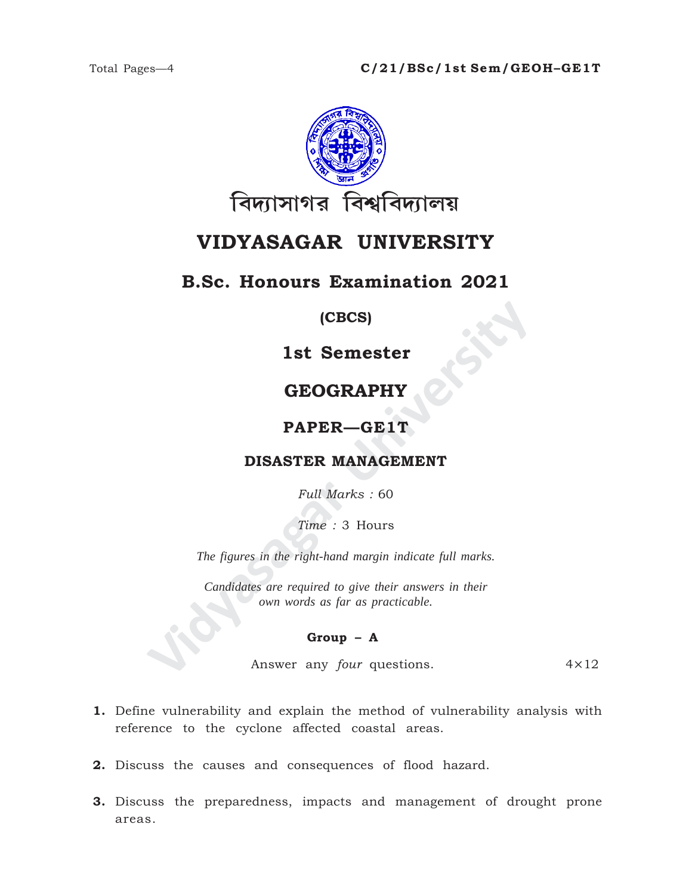Total Pages—4

**C/21/BSc/1st Sem/GEOH–GE1T**

বিদ্যাসাগর বিশ্ববিদ্যালয়

# VIDYASAGAR UNIVERSITY

## B.Sc. Honours Examination 2021

**(CBCS)**

### 1st Semester

### GEOGRAPHY

### PAPER—GE1T

**DISASTER MANAGEMENT**

*Full Marks :* 60

*Time :* 3 Hours

*The figures in the right-hand margin indicate full marks.*

*Candidates are required to give their answers in their own words as far as practicable.*

**Group – A**

Answer any *four* questions. 4×12

**1.** Define vulnerability and explain the method of vulnerability analysis with reference to the cyclone affected coastal areas.

**2.** Discuss the causes and consequences of flood hazard.

**3.** Discuss the preparedness, impacts and management of drought prone areas.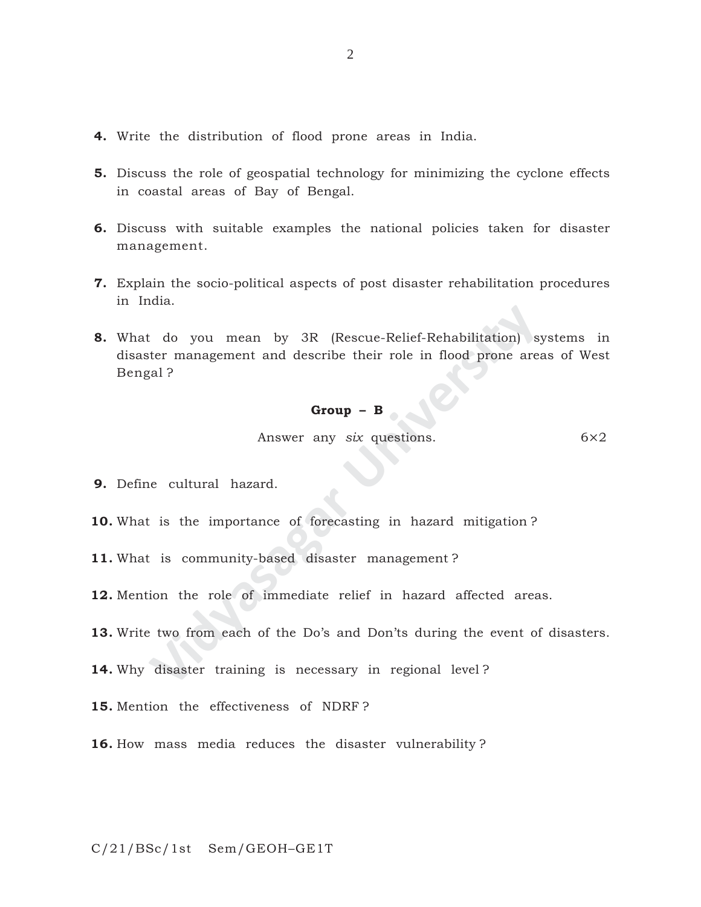4. Write the distribution of flood prone areas in India.

5. Discuss the role of geospatial technology for minimizing the cyclone effects in coastal areas of Bay of Bengal.

6. Discuss with suitable examples the national policies taken for disaster management.

7. Explain the socio-political aspects of post disaster rehabilitation procedures in India.

8. What do you mean by 3R (Rescue-Relief-Rehabilitation) systems in disaster management and describe their role in flood prone areas of West Bengal ?

**Group – B**

Answer any *six* questions. 6×2

9. Define cultural hazard.

10. What is the importance of forecasting in hazard mitigation ?

11. What is community-based disaster management ?

12. Mention the role of immediate relief in hazard affected areas.

13. Write two from each of the Do's and Don'ts during the event of disasters.

14. Why disaster training is necessary in regional level ?

15. Mention the effectiveness of NDRF ?

16. How mass media reduces the disaster vulnerability ?

C/21/BSc/1st Sem/GEOH–GE1T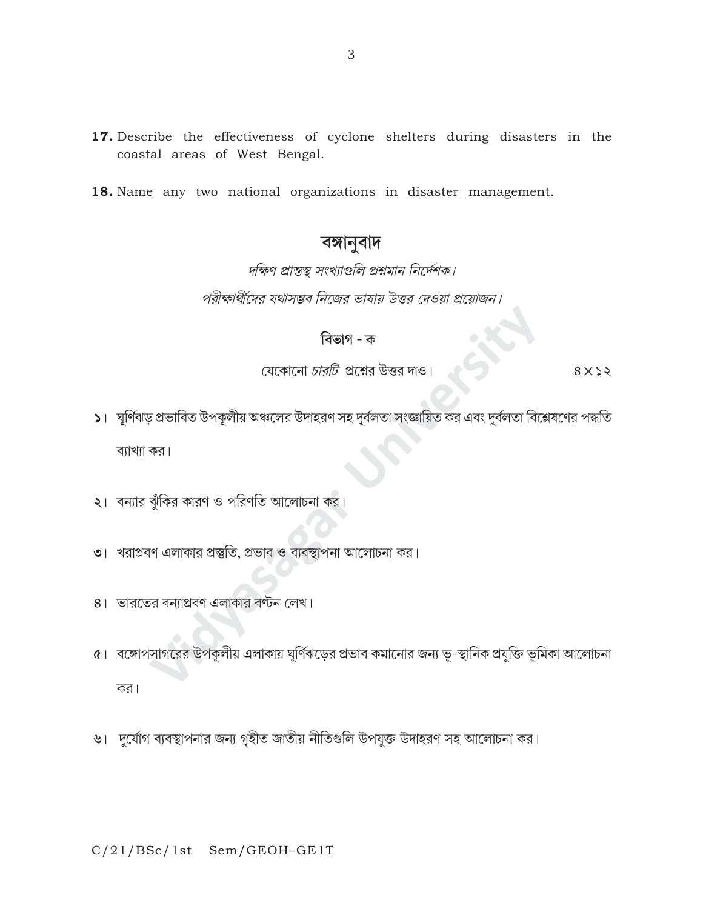**17.** Describe the effectiveness of cyclone shelters during disasters in the coastal areas of West Bengal.

**18.** Name any two national organizations in disaster management.

## বঙ্গানুবাদ

*দক্ষিণ প্রান্তস্থ সংখ্যাগুলি প্রশ্নমান নির্দেশক।*

*পরীক্ষার্থীদের যথাসম্ভব নিজের ভাষায় উত্তর দেওয়া প্রয়োজন।*

### বিভাগ - ক

যেকোনো *চারটি* প্রশ্নের উত্তর দাও। ৪×১২

১। ঘূর্ণিঝড় প্রভাবিত উপকূলীয় অঞ্চলের উদাহরণ সহ দুর্বলতা সংজ্ঞায়িত কর এবং দুর্বলতা বিশ্লেষণের পদ্ধতি ব্যাখ্যা কর।

২। বন্যার ঝুঁকির কারণ ও পরিণতি আলোচনা কর।

৩। খরাপ্রবণ এলাকার প্রস্তুতি, প্রভাব ও ব্যবস্থাপনা আলোচনা কর।

৪। ভারতের বন্যাপ্রবণ এলাকার বণ্টন লেখ।

৫। বঙ্গোপসাগরের উপকূলীয় এলাকায় ঘূর্ণিঝড়ের প্রভাব কমানোর জন্য ভূ-স্থানিক প্রযুক্তি ভূমিকা আলোচনা কর।

৬। দুর্যোগ ব্যবস্থাপনার জন্য গৃহীত জাতীয় নীতিগুলি উপযুক্ত উদাহরণ সহ আলোচনা কর।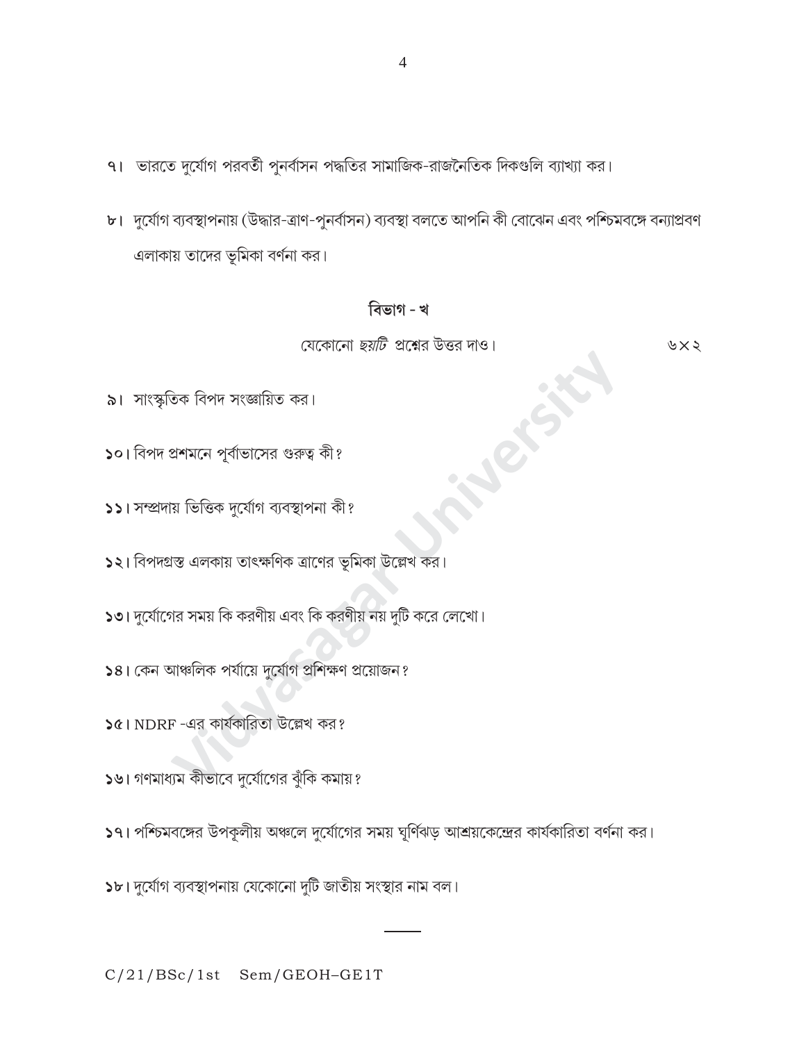৭। ভারতে দুর্যোগ পরবর্তী পুনর্বাসন পদ্ধতির সামাজিক-রাজনৈতিক দিকগুলি ব্যাখ্যা কর।

৮। দুর্যোগ ব্যবস্থাপনায় (উদ্ধার-ত্রাণ-পুনর্বাসন) ব্যবস্থা বলতে আপনি কী বোঝেন এবং পশ্চিমবঙ্গে বন্যাপ্রবণ এলাকায় তাদের ভূমিকা বর্ণনা কর।

## বিভাগ - খ

যেকোনো *ছয়টি* প্রশ্নের উত্তর দাও। ৬×২

৯। সাংস্কৃতিক বিপদ সংজ্ঞায়িত কর।

১০। বিপদ প্রশমনে পূর্বাভাসের গুরুত্ব কী?

১১। সম্প্রদায় ভিত্তিক দুর্যোগ ব্যবস্থাপনা কী?

১২। বিপদগ্রস্ত এলকায় তাৎক্ষণিক ত্রাণের ভূমিকা উল্লেখ কর।

১৩। দুর্যোগের সময় কি করণীয় এবং কি করণীয় নয় দুটি করে লেখো।

১৪। কেন আঞ্চলিক পর্যায়ে দুর্যোগ প্রশিক্ষণ প্রয়োজন?

১৫। NDRF -এর কার্যকারিতা উল্লেখ কর?

১৬। গণমাধ্যম কীভাবে দুর্যোগের ঝুঁকি কমায়?

১৭। পশ্চিমবঙ্গের উপকূলীয় অঞ্চলে দুর্যোগের সময় ঘূর্ণিঝড় আশ্রয়কেন্দ্রের কার্যকারিতা বর্ণনা কর।

১৮। দুর্যোগ ব্যবস্থাপনায় যেকোনো দুটি জাতীয় সংস্থার নাম বল।

---

C/21/BSc/1st Sem/GEOH–GE1T